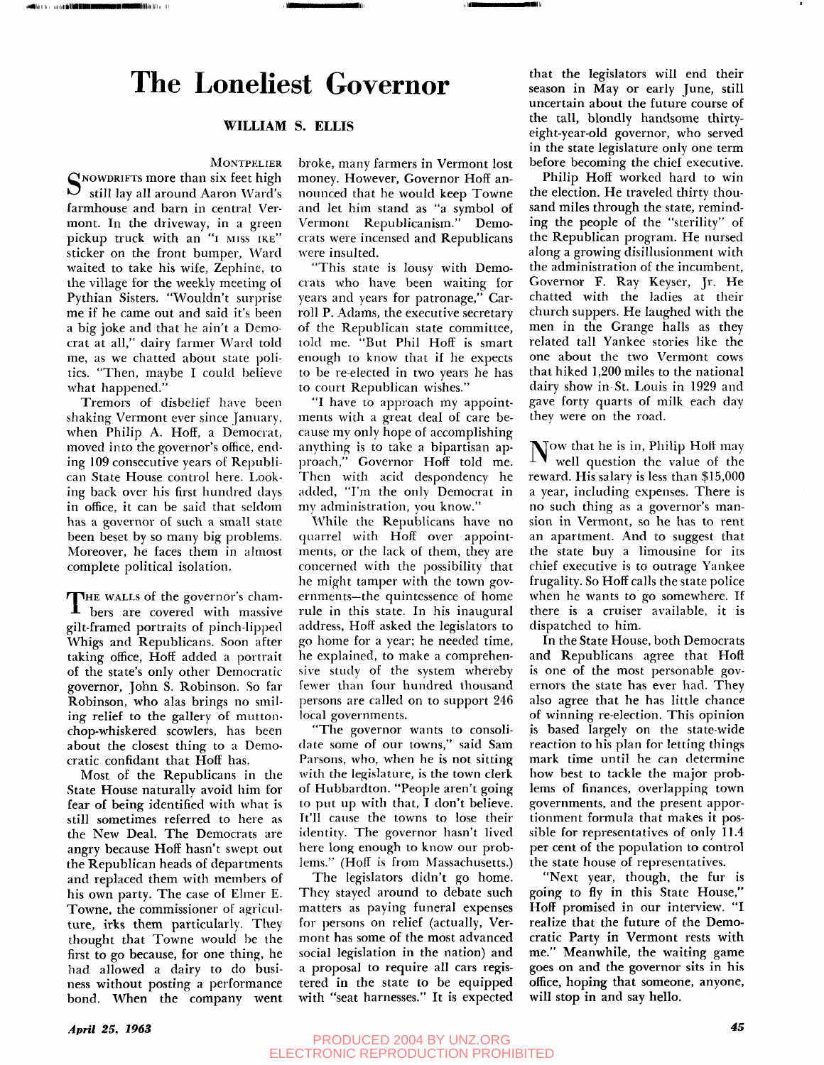# The Loneliest Governor

**WILLIAM S. ELLIS**

MONTPELIER

SNOWDRIFTS more than six feet high still lay all around Aaron Ward's farmhouse and barn in central Vermont. In the driveway, in a green pickup truck with an "I MISS IKE" sticker on the front bumper, Ward waited to take his wife, Zephine, to the village for the weekly meeting of Pythian Sisters. "Wouldn't surprise me if he came out and said it's been a big joke and that he ain't a Democrat at all," dairy farmer Ward told me, as we chatted about state politics. "Then, maybe I could believe what happened."

Tremors of disbelief have been shaking Vermont ever since January, when Philip A. Hoff, a Democrat, moved into the governor's office, ending 109 consecutive years of Republican State House control here. Looking back over his first hundred days in office, it can be said that seldom has a governor of such a small state been beset by so many big problems. Moreover, he faces them in almost complete political isolation.

THE WALLS of the governor's chambers are covered with massive gilt-framed portraits of pinch-lipped Whigs and Republicans. Soon after taking office, Hoff added a portrait of the state's only other Democratic governor, John S. Robinson. So far Robinson, who alas brings no smiling relief to the gallery of mutton-chop-whiskered scowlers, has been about the closest thing to a Democratic confidant that Hoff has.

Most of the Republicans in the State House naturally avoid him for fear of being identified with what is still sometimes referred to here as the New Deal. The Democrats are angry because Hoff hasn't swept out the Republican heads of departments and replaced them with members of his own party. The case of Elmer E. Towne, the commissioner of agriculture, irks them particularly. They thought that Towne would be the first to go because, for one thing, he had allowed a dairy to do business without posting a performance bond. When the company went broke, many farmers in Vermont lost money. However, Governor Hoff announced that he would keep Towne and let him stand as "a symbol of Vermont Republicanism." Democrats were incensed and Republicans were insulted.

"This state is lousy with Democrats who have been waiting for years and years for patronage," Carroll P. Adams, the executive secretary of the Republican state committee, told me. "But Phil Hoff is smart enough to know that if he expects to be re-elected in two years he has to court Republican wishes."

"I have to approach my appointments with a great deal of care because my only hope of accomplishing anything is to take a bipartisan approach," Governor Hoff told me. Then with acid despondency he added, "I'm the only Democrat in my administration, you know."

While the Republicans have no quarrel with Hoff over appointments, or the lack of them, they are concerned with the possibility that he might tamper with the town governments—the quintessence of home rule in this state. In his inaugural address, Hoff asked the legislators to go home for a year; he needed time, he explained, to make a comprehensive study of the system whereby fewer than four hundred thousand persons are called on to support 246 local governments.

"The governor wants to consolidate some of our towns," said Sam Parsons, who, when he is not sitting with the legislature, is the town clerk of Hubbardton. "People aren't going to put up with that, I don't believe. It'll cause the towns to lose their identity. The governor hasn't lived here long enough to know our problems." (Hoff is from Massachusetts.)

The legislators didn't go home. They stayed around to debate such matters as paying funeral expenses for persons on relief (actually, Vermont has some of the most advanced social legislation in the nation) and a proposal to require all cars registered in the state to be equipped with "seat harnesses." It is expected that the legislators will end their season in May or early June, still uncertain about the future course of the tall, blondly handsome thirty-eight-year-old governor, who served in the state legislature only one term before becoming the chief executive.

Philip Hoff worked hard to win the election. He traveled thirty thousand miles through the state, reminding the people of the "sterility" of the Republican program. He nursed along a growing disillusionment with the administration of the incumbent, Governor F. Ray Keyser, Jr. He chatted with the ladies at their church suppers. He laughed with the men in the Grange halls as they related tall Yankee stories like the one about the two Vermont cows that hiked 1,200 miles to the national dairy show in St. Louis in 1929 and gave forty quarts of milk each day they were on the road.

NOW that he is in, Philip Hoff may well question the value of the reward. His salary is less than $15,000 a year, including expenses. There is no such thing as a governor's mansion in Vermont, so he has to rent an apartment. And to suggest that the state buy a limousine for its chief executive is to outrage Yankee frugality. So Hoff calls the state police when he wants to go somewhere. If there is a cruiser available, it is dispatched to him.

In the State House, both Democrats and Republicans agree that Hoff is one of the most personable governors the state has ever had. They also agree that he has little chance of winning re-election. This opinion is based largely on the state-wide reaction to his plan for letting things mark time until he can determine how best to tackle the major problems of finances, overlapping town governments, and the present apportionment formula that makes it possible for representatives of only 11.4 per cent of the population to control the state house of representatives.

"Next year, though, the fur is going to fly in this State House," Hoff promised in our interview. "I realize that the future of the Democratic Party in Vermont rests with me." Meanwhile, the waiting game goes on and the governor sits in his office, hoping that someone, anyone, will stop in and say hello.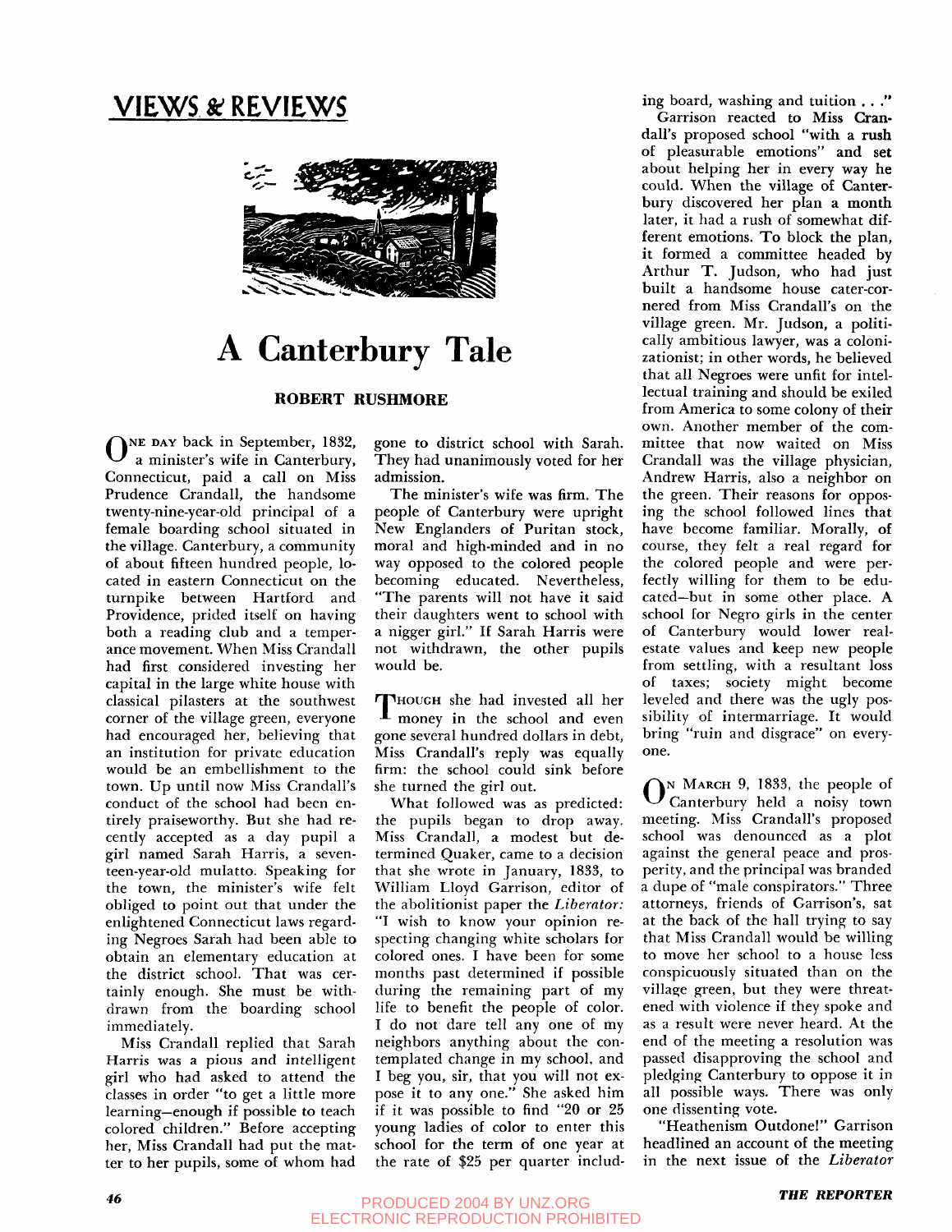## VIEWS & REVIEWS

# A Canterbury Tale

**ROBERT RUSHMORE**

One day back in September, 1832, a minister's wife in Canterbury, Connecticut, paid a call on Miss Prudence Crandall, the handsome twenty-nine-year-old principal of a female boarding school situated in the village. Canterbury, a community of about fifteen hundred people, located in eastern Connecticut on the turnpike between Hartford and Providence, prided itself on having both a reading club and a temperance movement. When Miss Crandall had first considered investing her capital in the large white house with classical pilasters at the southwest corner of the village green, everyone had encouraged her, believing that an institution for private education would be an embellishment to the town. Up until now Miss Crandall's conduct of the school had been entirely praiseworthy. But she had recently accepted as a day pupil a girl named Sarah Harris, a seventeen-year-old mulatto. Speaking for the town, the minister's wife felt obliged to point out that under the enlightened Connecticut laws regarding Negroes Sarah had been able to obtain an elementary education at the district school. That was certainly enough. She must be withdrawn from the boarding school immediately.

Miss Crandall replied that Sarah Harris was a pious and intelligent girl who had asked to attend the classes in order "to get a little more learning—enough if possible to teach colored children." Before accepting her, Miss Crandall had put the matter to her pupils, some of whom had gone to district school with Sarah. They had unanimously voted for her admission.

The minister's wife was firm. The people of Canterbury were upright New Englanders of Puritan stock, moral and high-minded and in no way opposed to the colored people becoming educated. Nevertheless, "The parents will not have it said their daughters went to school with a nigger girl." If Sarah Harris were not withdrawn, the other pupils would be.

Though she had invested all her money in the school and even gone several hundred dollars in debt, Miss Crandall's reply was equally firm: the school could sink before she turned the girl out.

What followed was as predicted: the pupils began to drop away. Miss Crandall, a modest but determined Quaker, came to a decision that she wrote in January, 1833, to William Lloyd Garrison, editor of the abolitionist paper the *Liberator:* "I wish to know your opinion respecting changing white scholars for colored ones. I have been for some months past determined if possible during the remaining part of my life to benefit the people of color. I do not dare tell any one of my neighbors anything about the contemplated change in my school, and I beg you, sir, that you will not expose it to any one." She asked him if it was possible to find "20 or 25 young ladies of color to enter this school for the term of one year at the rate of $25 per quarter including board, washing and tuition . . ."

Garrison reacted to Miss Crandall's proposed school "with a rush of pleasurable emotions" and set about helping her in every way he could. When the village of Canterbury discovered her plan a month later, it had a rush of somewhat different emotions. To block the plan, it formed a committee headed by Arthur T. Judson, who had just built a handsome house cater-cornered from Miss Crandall's on the village green. Mr. Judson, a politically ambitious lawyer, was a colonizationist; in other words, he believed that all Negroes were unfit for intellectual training and should be exiled from America to some colony of their own. Another member of the committee that now waited on Miss Crandall was the village physician, Andrew Harris, also a neighbor on the green. Their reasons for opposing the school followed lines that have become familiar. Morally, of course, they felt a real regard for the colored people and were perfectly willing for them to be educated—but in some other place. A school for Negro girls in the center of Canterbury would lower real-estate values and keep new people from settling, with a resultant loss of taxes; society might become leveled and there was the ugly possibility of intermarriage. It would bring "ruin and disgrace" on everyone.

On March 9, 1833, the people of Canterbury held a noisy town meeting. Miss Crandall's proposed school was denounced as a plot against the general peace and prosperity, and the principal was branded a dupe of "male conspirators." Three attorneys, friends of Garrison's, sat at the back of the hall trying to say that Miss Crandall would be willing to move her school to a house less conspicuously situated than on the village green, but they were threatened with violence if they spoke and as a result were never heard. At the end of the meeting a resolution was passed disapproving the school and pledging Canterbury to oppose it in all possible ways. There was only one dissenting vote.

"Heathenism Outdone!" Garrison headlined an account of the meeting in the next issue of the *Liberator*